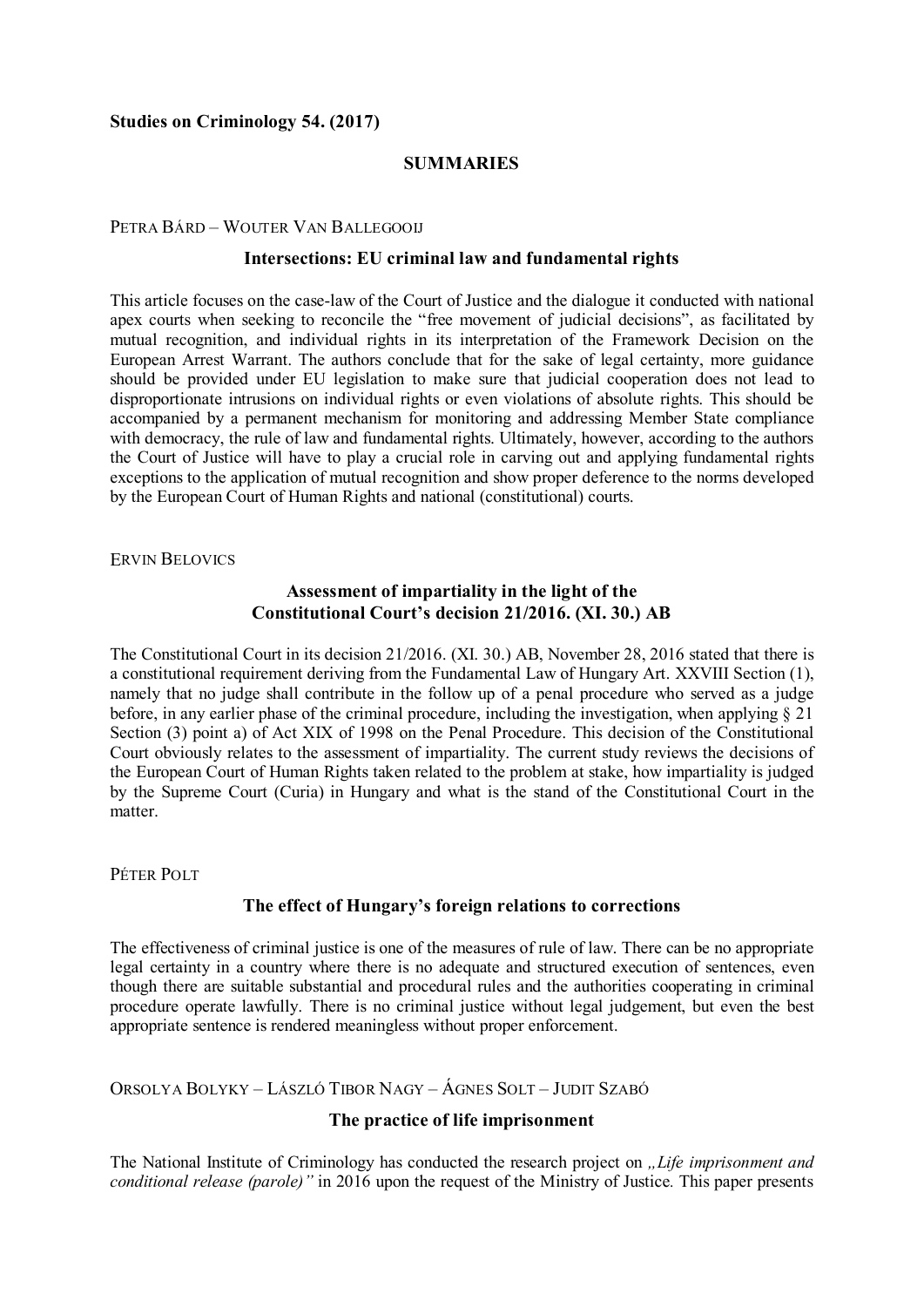**Studies on Criminology 54. (2017)**

## SUMMARIES

PETRA BÁRD – WOUTER VAN BALLEGOOIJ

### Intersections: EU criminal law and fundamental rights

This article focuses on the case-law of the Court of Justice and the dialogue it conducted with national apex courts when seeking to reconcile the "free movement of judicial decisions", as facilitated by mutual recognition, and individual rights in its interpretation of the Framework Decision on the European Arrest Warrant. The authors conclude that for the sake of legal certainty, more guidance should be provided under EU legislation to make sure that judicial cooperation does not lead to disproportionate intrusions on individual rights or even violations of absolute rights. This should be accompanied by a permanent mechanism for monitoring and addressing Member State compliance with democracy, the rule of law and fundamental rights. Ultimately, however, according to the authors the Court of Justice will have to play a crucial role in carving out and applying fundamental rights exceptions to the application of mutual recognition and show proper deference to the norms developed by the European Court of Human Rights and national (constitutional) courts.

ERVIN BELOVICS

### Assessment of impartiality in the light of the Constitutional Court's decision 21/2016. (XI. 30.) AB

The Constitutional Court in its decision 21/2016. (XI. 30.) AB, November 28, 2016 stated that there is a constitutional requirement deriving from the Fundamental Law of Hungary Art. XXVIII Section (1), namely that no judge shall contribute in the follow up of a penal procedure who served as a judge before, in any earlier phase of the criminal procedure, including the investigation, when applying § 21 Section (3) point a) of Act XIX of 1998 on the Penal Procedure. This decision of the Constitutional Court obviously relates to the assessment of impartiality. The current study reviews the decisions of the European Court of Human Rights taken related to the problem at stake, how impartiality is judged by the Supreme Court (Curia) in Hungary and what is the stand of the Constitutional Court in the matter.

PÉTER POLT

### The effect of Hungary's foreign relations to corrections

The effectiveness of criminal justice is one of the measures of rule of law. There can be no appropriate legal certainty in a country where there is no adequate and structured execution of sentences, even though there are suitable substantial and procedural rules and the authorities cooperating in criminal procedure operate lawfully. There is no criminal justice without legal judgement, but even the best appropriate sentence is rendered meaningless without proper enforcement.

ORSOLYA BOLYKY – LÁSZLÓ TIBOR NAGY – ÁGNES SOLT – JUDIT SZABÓ

### The practice of life imprisonment

The National Institute of Criminology has conducted the research project on *„Life imprisonment and conditional release (parole)"* in 2016 upon the request of the Ministry of Justice. This paper presents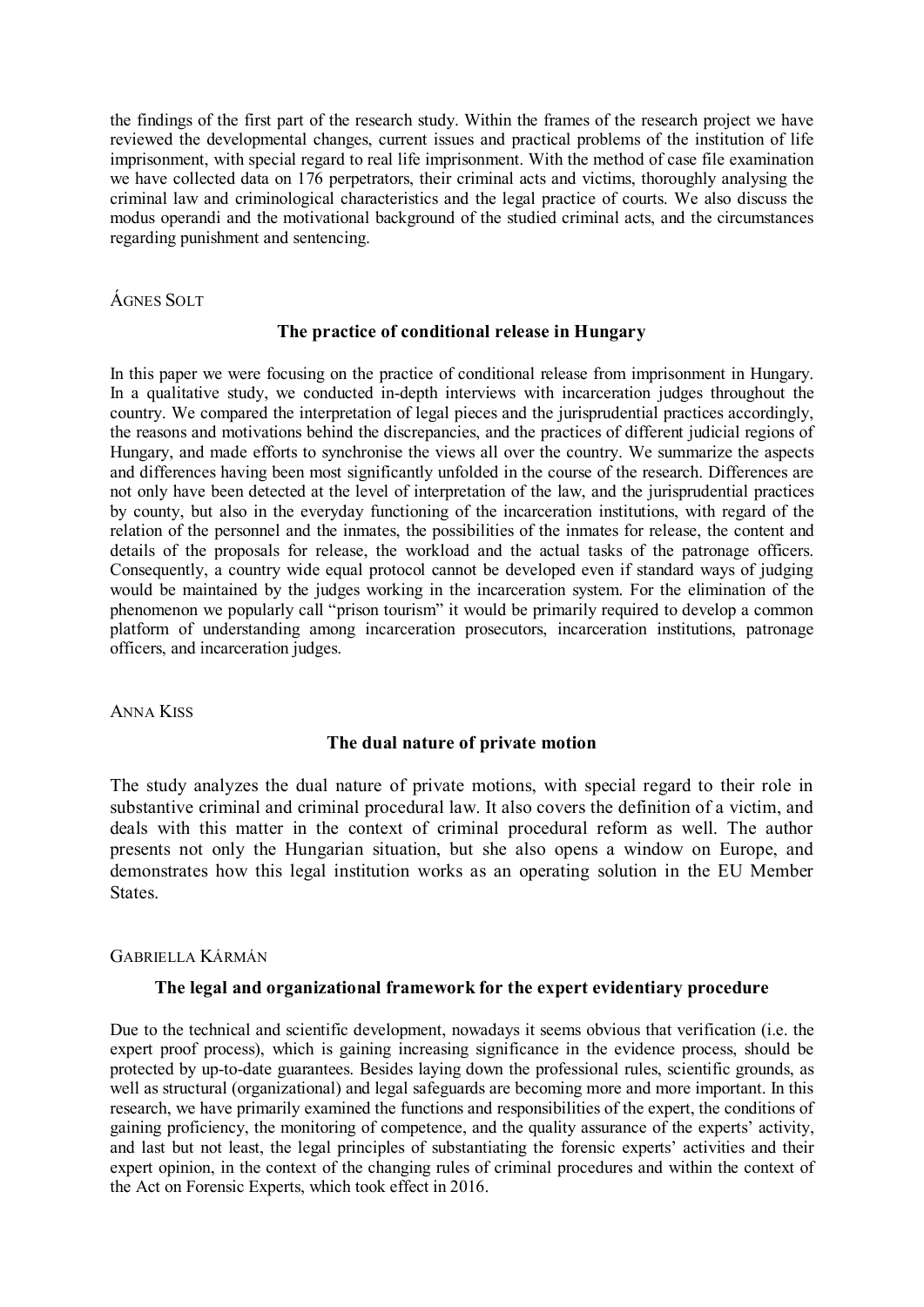the findings of the first part of the research study. Within the frames of the research project we have reviewed the developmental changes, current issues and practical problems of the institution of life imprisonment, with special regard to real life imprisonment. With the method of case file examination we have collected data on 176 perpetrators, their criminal acts and victims, thoroughly analysing the criminal law and criminological characteristics and the legal practice of courts. We also discuss the modus operandi and the motivational background of the studied criminal acts, and the circumstances regarding punishment and sentencing.

ÁGNES SOLT

### The practice of conditional release in Hungary

In this paper we were focusing on the practice of conditional release from imprisonment in Hungary. In a qualitative study, we conducted in-depth interviews with incarceration judges throughout the country. We compared the interpretation of legal pieces and the jurisprudential practices accordingly, the reasons and motivations behind the discrepancies, and the practices of different judicial regions of Hungary, and made efforts to synchronise the views all over the country. We summarize the aspects and differences having been most significantly unfolded in the course of the research. Differences are not only have been detected at the level of interpretation of the law, and the jurisprudential practices by county, but also in the everyday functioning of the incarceration institutions, with regard of the relation of the personnel and the inmates, the possibilities of the inmates for release, the content and details of the proposals for release, the workload and the actual tasks of the patronage officers. Consequently, a country wide equal protocol cannot be developed even if standard ways of judging would be maintained by the judges working in the incarceration system. For the elimination of the phenomenon we popularly call "prison tourism" it would be primarily required to develop a common platform of understanding among incarceration prosecutors, incarceration institutions, patronage officers, and incarceration judges.

ANNA KISS

### The dual nature of private motion

The study analyzes the dual nature of private motions, with special regard to their role in substantive criminal and criminal procedural law. It also covers the definition of a victim, and deals with this matter in the context of criminal procedural reform as well. The author presents not only the Hungarian situation, but she also opens a window on Europe, and demonstrates how this legal institution works as an operating solution in the EU Member States.

GABRIELLA KÁRMÁN

### The legal and organizational framework for the expert evidentiary procedure

Due to the technical and scientific development, nowadays it seems obvious that verification (i.e. the expert proof process), which is gaining increasing significance in the evidence process, should be protected by up-to-date guarantees. Besides laying down the professional rules, scientific grounds, as well as structural (organizational) and legal safeguards are becoming more and more important. In this research, we have primarily examined the functions and responsibilities of the expert, the conditions of gaining proficiency, the monitoring of competence, and the quality assurance of the experts' activity, and last but not least, the legal principles of substantiating the forensic experts' activities and their expert opinion, in the context of the changing rules of criminal procedures and within the context of the Act on Forensic Experts, which took effect in 2016.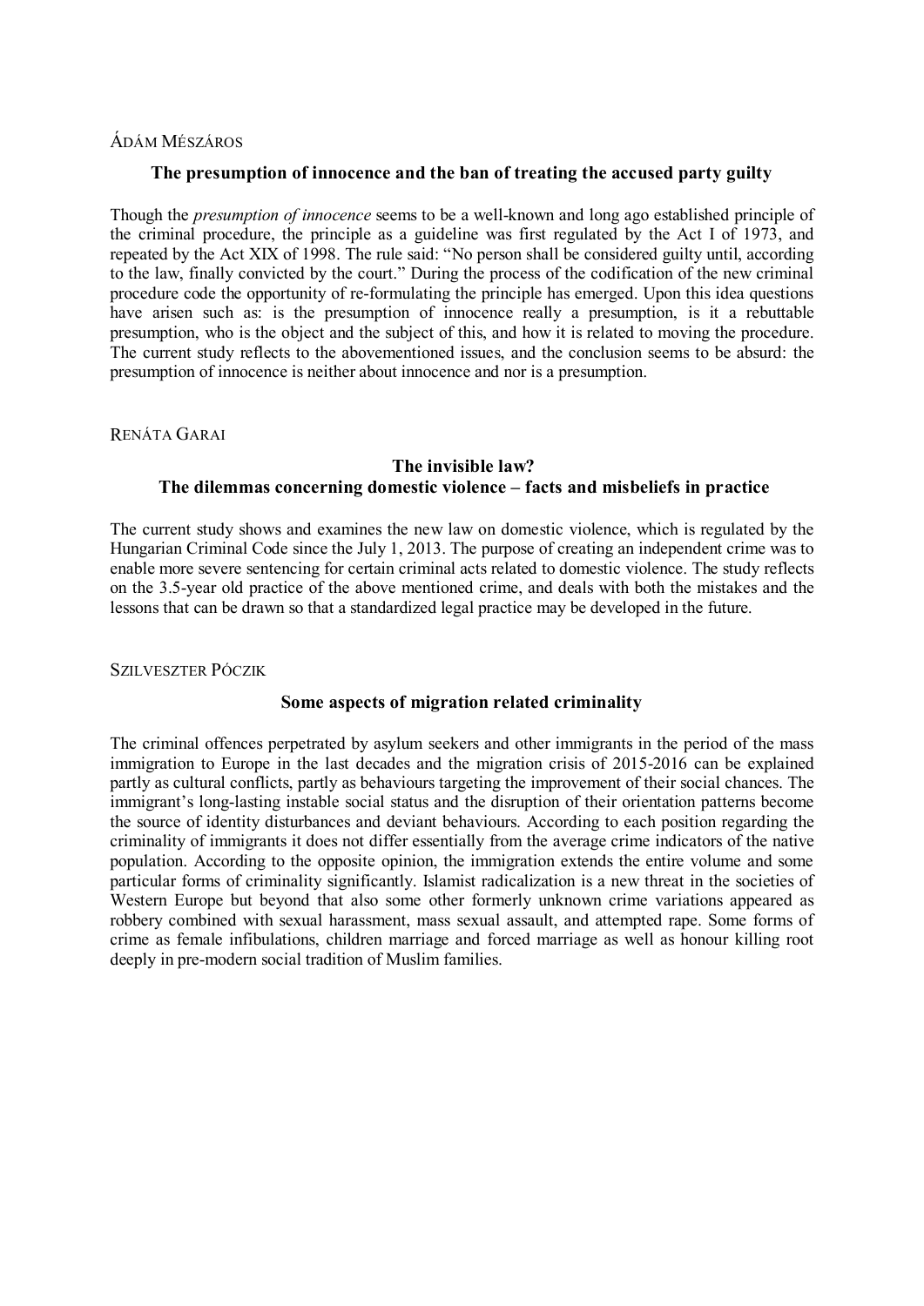ÁDÁM MÉSZÁROS

### The presumption of innocence and the ban of treating the accused party guilty

Though the *presumption of innocence* seems to be a well-known and long ago established principle of the criminal procedure, the principle as a guideline was first regulated by the Act I of 1973, and repeated by the Act XIX of 1998. The rule said: "No person shall be considered guilty until, according to the law, finally convicted by the court." During the process of the codification of the new criminal procedure code the opportunity of re-formulating the principle has emerged. Upon this idea questions have arisen such as: is the presumption of innocence really a presumption, is it a rebuttable presumption, who is the object and the subject of this, and how it is related to moving the procedure. The current study reflects to the abovementioned issues, and the conclusion seems to be absurd: the presumption of innocence is neither about innocence and nor is a presumption.

RENÁTA GARAI

### The invisible law? The dilemmas concerning domestic violence – facts and misbeliefs in practice

The current study shows and examines the new law on domestic violence, which is regulated by the Hungarian Criminal Code since the July 1, 2013. The purpose of creating an independent crime was to enable more severe sentencing for certain criminal acts related to domestic violence. The study reflects on the 3.5-year old practice of the above mentioned crime, and deals with both the mistakes and the lessons that can be drawn so that a standardized legal practice may be developed in the future.

SZILVESZTER PÓCZIK

### Some aspects of migration related criminality

The criminal offences perpetrated by asylum seekers and other immigrants in the period of the mass immigration to Europe in the last decades and the migration crisis of 2015-2016 can be explained partly as cultural conflicts, partly as behaviours targeting the improvement of their social chances. The immigrant's long-lasting instable social status and the disruption of their orientation patterns become the source of identity disturbances and deviant behaviours. According to each position regarding the criminality of immigrants it does not differ essentially from the average crime indicators of the native population. According to the opposite opinion, the immigration extends the entire volume and some particular forms of criminality significantly. Islamist radicalization is a new threat in the societies of Western Europe but beyond that also some other formerly unknown crime variations appeared as robbery combined with sexual harassment, mass sexual assault, and attempted rape. Some forms of crime as female infibulations, children marriage and forced marriage as well as honour killing root deeply in pre-modern social tradition of Muslim families.